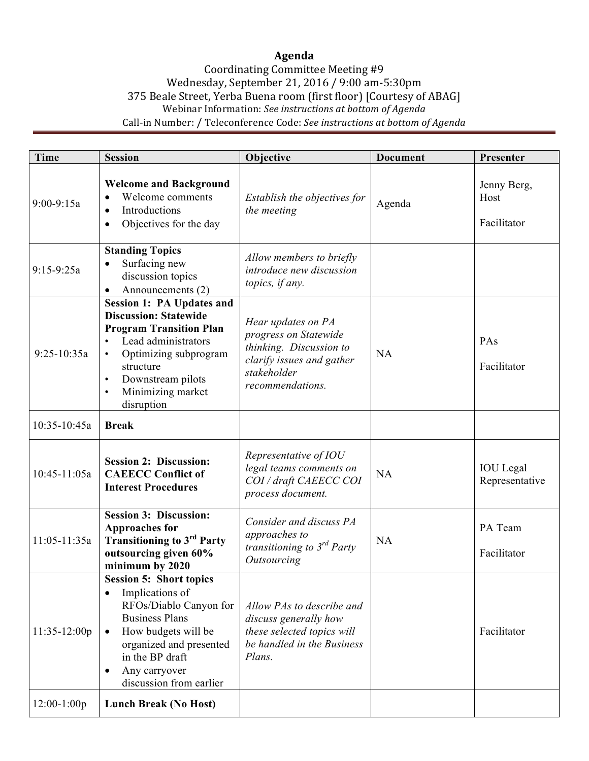# Agenda

Coordinating Committee Meeting #9
Wednesday, September 21, 2016 / 9:00 am-5:30pm
375 Beale Street, Yerba Buena room (first floor) [Courtesy of ABAG]
Webinar Information: *See instructions at bottom of Agenda*
Call-in Number: / Teleconference Code: *See instructions at bottom of Agenda*

| Time | Session | Objective | Document | Presenter |
|---|---|---|---|---|
| 9:00-9:15a | **Welcome and Background**<br>• Welcome comments<br>• Introductions<br>• Objectives for the day | *Establish the objectives for the meeting* | Agenda | Jenny Berg, Host<br><br>Facilitator |
| 9:15-9:25a | **Standing Topics**<br>• Surfacing new discussion topics<br>• Announcements (2) | *Allow members to briefly introduce new discussion topics, if any.* | | |
| 9:25-10:35a | **Session 1: PA Updates and Discussion: Statewide Program Transition Plan**<br>• Lead administrators<br>• Optimizing subprogram structure<br>• Downstream pilots<br>• Minimizing market disruption | *Hear updates on PA progress on Statewide thinking. Discussion to clarify issues and gather stakeholder recommendations.* | NA | PAs<br><br>Facilitator |
| 10:35-10:45a | **Break** | | | |
| 10:45-11:05a | **Session 2: Discussion: CAEECC Conflict of Interest Procedures** | *Representative of IOU legal teams comments on COI / draft CAEECC COI process document.* | NA | IOU Legal Representative |
| 11:05-11:35a | **Session 3: Discussion: Approaches for Transitioning to 3rd Party outsourcing given 60% minimum by 2020** | *Consider and discuss PA approaches to transitioning to 3rd Party Outsourcing* | NA | PA Team<br><br>Facilitator |
| 11:35-12:00p | **Session 5: Short topics**<br>• Implications of RFOs/Diablo Canyon for Business Plans<br>• How budgets will be organized and presented in the BP draft<br>• Any carryover discussion from earlier | *Allow PAs to describe and discuss generally how these selected topics will be handled in the Business Plans.* | | Facilitator |
| 12:00-1:00p | **Lunch Break (No Host)** | | | |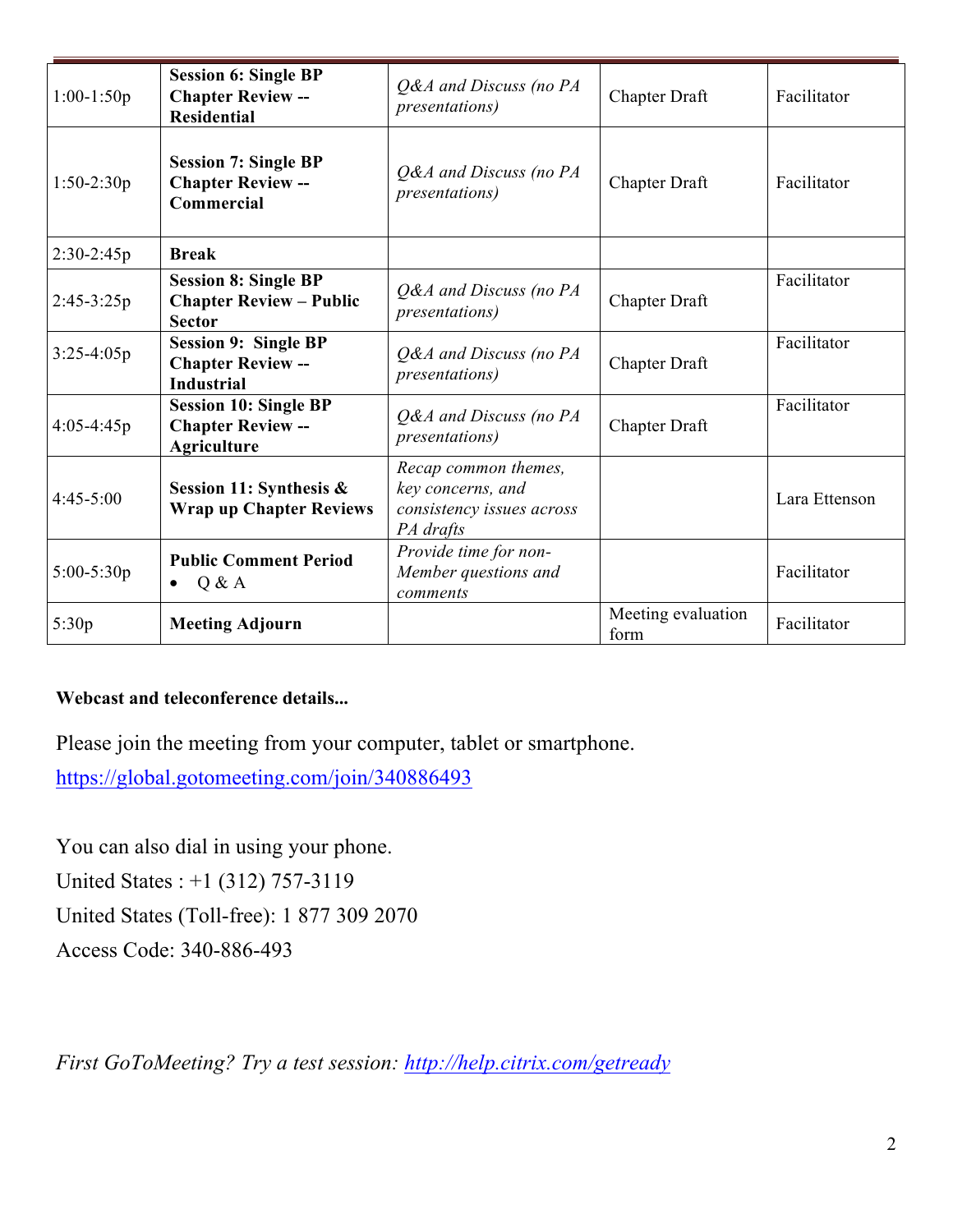| | | | | |
|---|---|---|---|---|
| 1:00-1:50p | **Session 6: Single BP Chapter Review -- Residential** | *Q&A and Discuss (no PA presentations)* | Chapter Draft | Facilitator |
| 1:50-2:30p | **Session 7: Single BP Chapter Review -- Commercial** | *Q&A and Discuss (no PA presentations)* | Chapter Draft | Facilitator |
| 2:30-2:45p | **Break** | | | |
| 2:45-3:25p | **Session 8: Single BP Chapter Review – Public Sector** | *Q&A and Discuss (no PA presentations)* | Chapter Draft | Facilitator |
| 3:25-4:05p | **Session 9: Single BP Chapter Review -- Industrial** | *Q&A and Discuss (no PA presentations)* | Chapter Draft | Facilitator |
| 4:05-4:45p | **Session 10: Single BP Chapter Review -- Agriculture** | *Q&A and Discuss (no PA presentations)* | Chapter Draft | Facilitator |
| 4:45-5:00 | **Session 11: Synthesis & Wrap up Chapter Reviews** | *Recap common themes, key concerns, and consistency issues across PA drafts* | | Lara Ettenson |
| 5:00-5:30p | **Public Comment Period** <br> • Q & A | *Provide time for non-Member questions and comments* | | Facilitator |
| 5:30p | **Meeting Adjourn** | | Meeting evaluation form | Facilitator |

**Webcast and teleconference details...**

Please join the meeting from your computer, tablet or smartphone.
https://global.gotomeeting.com/join/340886493

You can also dial in using your phone.
United States : +1 (312) 757-3119
United States (Toll-free): 1 877 309 2070
Access Code: 340-886-493

*First GoToMeeting? Try a test session: http://help.citrix.com/getready*